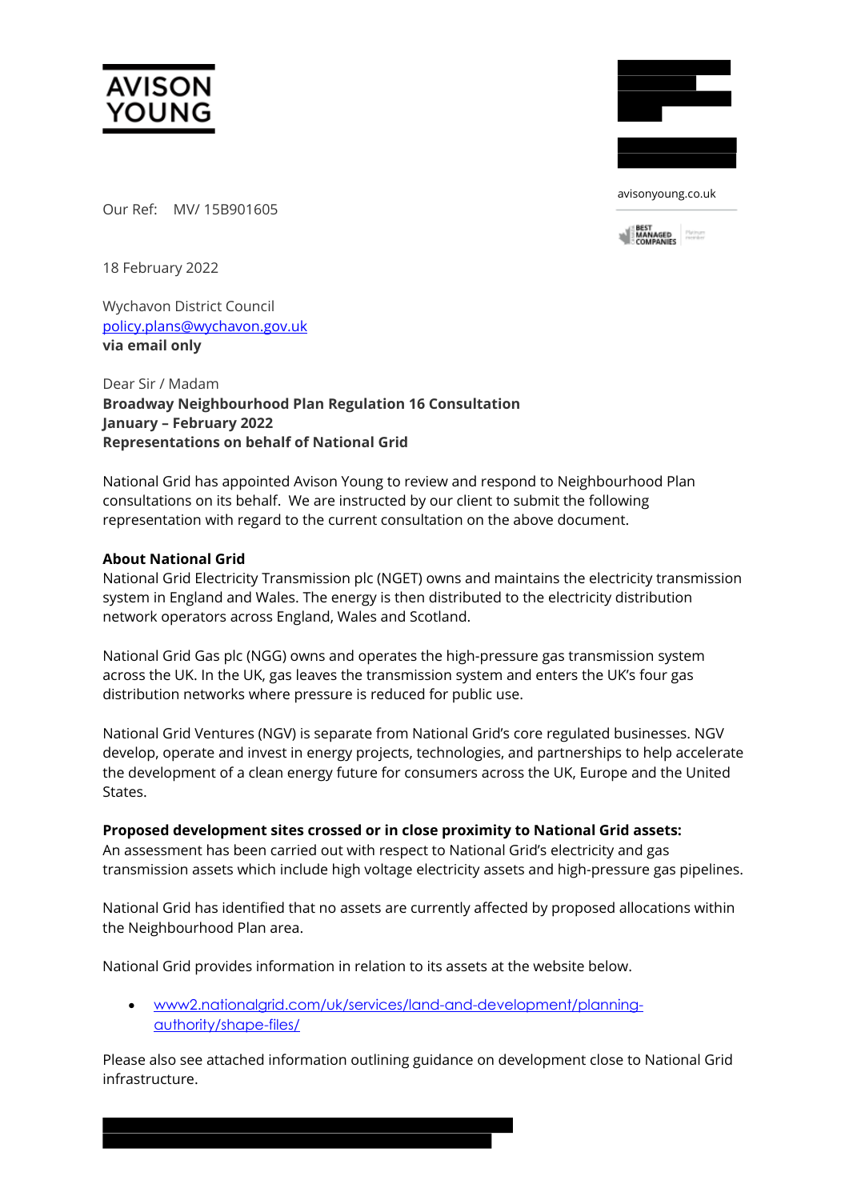AVISON YOUNG

avisonyoung.co.uk

Our Ref: MV/ 15B901605

18 February 2022

Wychavon District Council
policy.plans@wychavon.gov.uk
**via email only**

Dear Sir / Madam
**Broadway Neighbourhood Plan Regulation 16 Consultation**
**January – February 2022**
**Representations on behalf of National Grid**

National Grid has appointed Avison Young to review and respond to Neighbourhood Plan consultations on its behalf. We are instructed by our client to submit the following representation with regard to the current consultation on the above document.

**About National Grid**
National Grid Electricity Transmission plc (NGET) owns and maintains the electricity transmission system in England and Wales. The energy is then distributed to the electricity distribution network operators across England, Wales and Scotland.

National Grid Gas plc (NGG) owns and operates the high-pressure gas transmission system across the UK. In the UK, gas leaves the transmission system and enters the UK's four gas distribution networks where pressure is reduced for public use.

National Grid Ventures (NGV) is separate from National Grid's core regulated businesses. NGV develop, operate and invest in energy projects, technologies, and partnerships to help accelerate the development of a clean energy future for consumers across the UK, Europe and the United States.

**Proposed development sites crossed or in close proximity to National Grid assets:**
An assessment has been carried out with respect to National Grid's electricity and gas transmission assets which include high voltage electricity assets and high-pressure gas pipelines.

National Grid has identified that no assets are currently affected by proposed allocations within the Neighbourhood Plan area.

National Grid provides information in relation to its assets at the website below.

- www2.nationalgrid.com/uk/services/land-and-development/planning-authority/shape-files/

Please also see attached information outlining guidance on development close to National Grid infrastructure.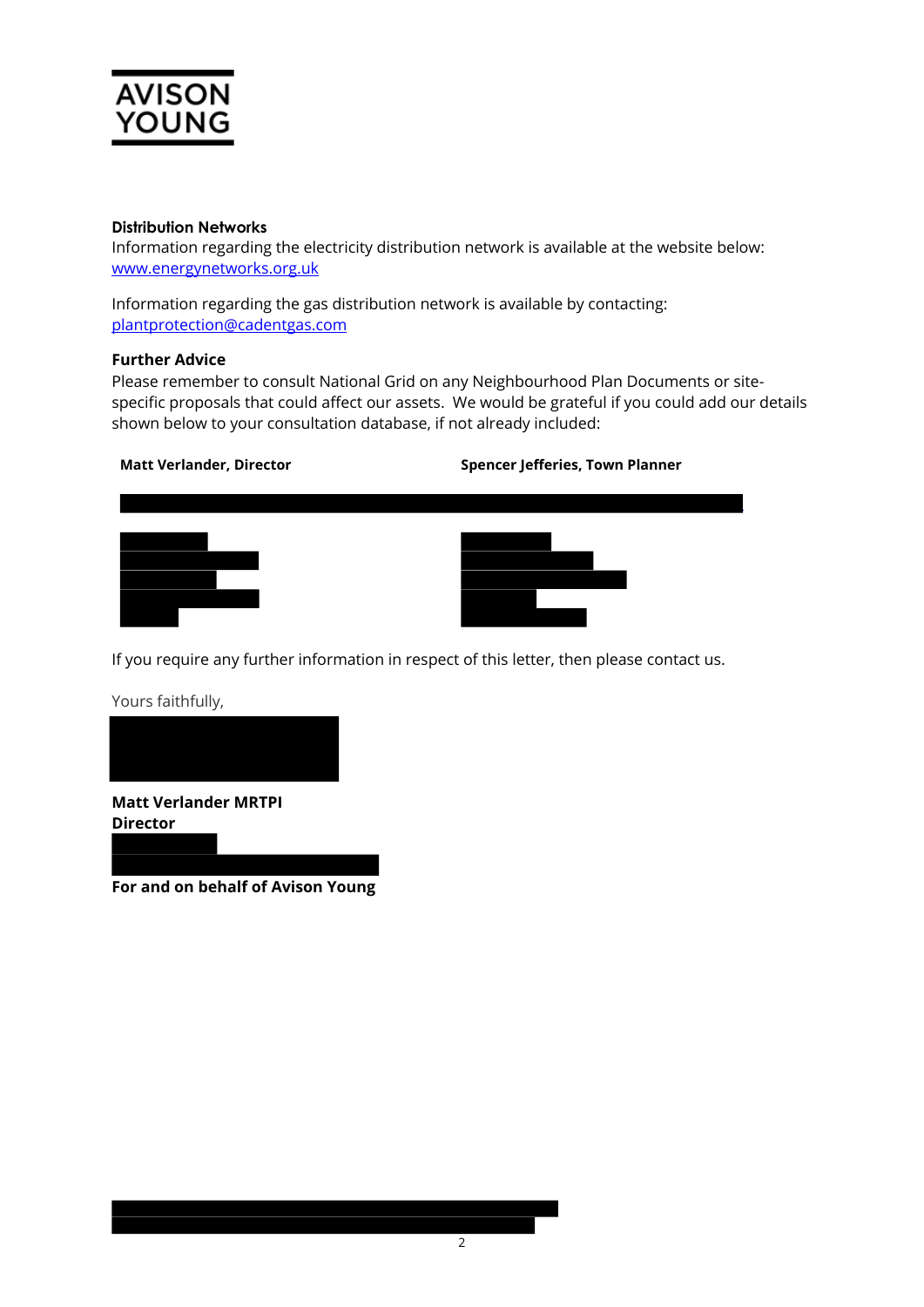AVISON YOUNG

**Distribution Networks**

Information regarding the electricity distribution network is available at the website below:
[www.energynetworks.org.uk](www.energynetworks.org.uk)

Information regarding the gas distribution network is available by contacting:
[plantprotection@cadentgas.com](mailto:plantprotection@cadentgas.com)

**Further Advice**

Please remember to consult National Grid on any Neighbourhood Plan Documents or site-specific proposals that could affect our assets. We would be grateful if you could add our details shown below to your consultation database, if not already included:

| **Matt Verlander, Director** | **Spencer Jefferies, Town Planner** |
| --- | --- |

If you require any further information in respect of this letter, then please contact us.

Yours faithfully,

**Matt Verlander MRTPI**
**Director**

**For and on behalf of Avison Young**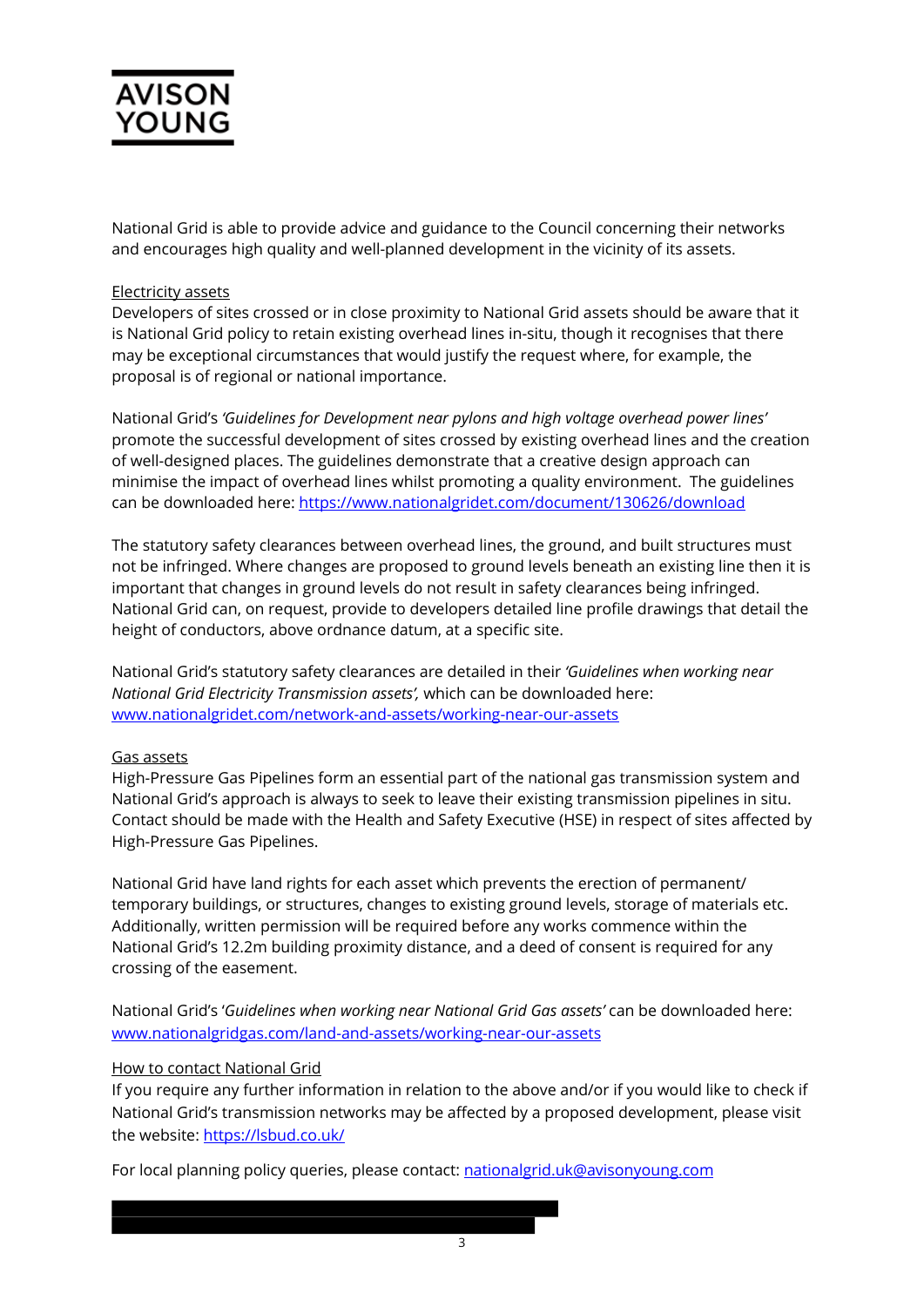AVISON YOUNG

National Grid is able to provide advice and guidance to the Council concerning their networks and encourages high quality and well-planned development in the vicinity of its assets.

Electricity assets

Developers of sites crossed or in close proximity to National Grid assets should be aware that it is National Grid policy to retain existing overhead lines in-situ, though it recognises that there may be exceptional circumstances that would justify the request where, for example, the proposal is of regional or national importance.

National Grid's *'Guidelines for Development near pylons and high voltage overhead power lines'* promote the successful development of sites crossed by existing overhead lines and the creation of well-designed places. The guidelines demonstrate that a creative design approach can minimise the impact of overhead lines whilst promoting a quality environment. The guidelines can be downloaded here: https://www.nationalgridet.com/document/130626/download

The statutory safety clearances between overhead lines, the ground, and built structures must not be infringed. Where changes are proposed to ground levels beneath an existing line then it is important that changes in ground levels do not result in safety clearances being infringed. National Grid can, on request, provide to developers detailed line profile drawings that detail the height of conductors, above ordnance datum, at a specific site.

National Grid's statutory safety clearances are detailed in their *'Guidelines when working near National Grid Electricity Transmission assets',* which can be downloaded here: www.nationalgridet.com/network-and-assets/working-near-our-assets

Gas assets

High-Pressure Gas Pipelines form an essential part of the national gas transmission system and National Grid's approach is always to seek to leave their existing transmission pipelines in situ. Contact should be made with the Health and Safety Executive (HSE) in respect of sites affected by High-Pressure Gas Pipelines.

National Grid have land rights for each asset which prevents the erection of permanent/ temporary buildings, or structures, changes to existing ground levels, storage of materials etc. Additionally, written permission will be required before any works commence within the National Grid's 12.2m building proximity distance, and a deed of consent is required for any crossing of the easement.

National Grid's '*Guidelines when working near National Grid Gas assets*' can be downloaded here: www.nationalgridgas.com/land-and-assets/working-near-our-assets

How to contact National Grid

If you require any further information in relation to the above and/or if you would like to check if National Grid's transmission networks may be affected by a proposed development, please visit the website: https://lsbud.co.uk/

For local planning policy queries, please contact: nationalgrid.uk@avisonyoung.com